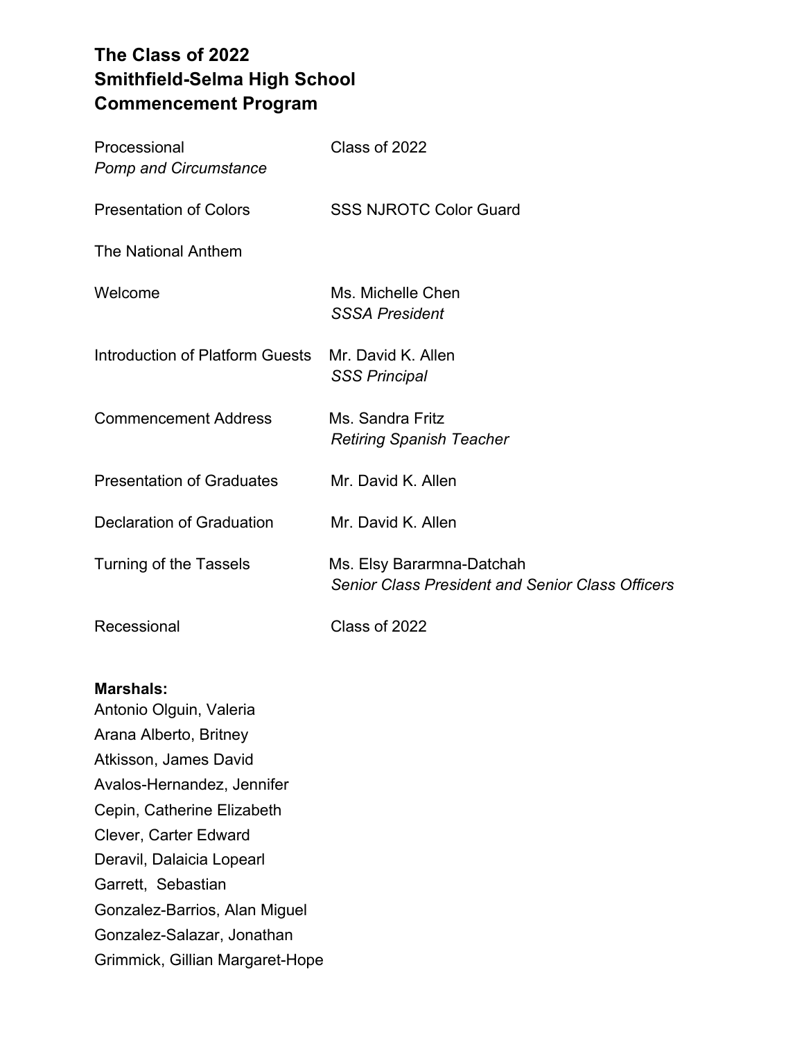# The Class of 2022
# Smithfield-Selma High School
# Commencement Program

| | |
|---|---|
| Processional<br>*Pomp and Circumstance* | Class of 2022 |
| Presentation of Colors | SSS NJROTC Color Guard |
| The National Anthem | |
| Welcome | Ms. Michelle Chen<br>*SSSA President* |
| Introduction of Platform Guests | Mr. David K. Allen<br>*SSS Principal* |
| Commencement Address | Ms. Sandra Fritz<br>*Retiring Spanish Teacher* |
| Presentation of Graduates | Mr. David K. Allen |
| Declaration of Graduation | Mr. David K. Allen |
| Turning of the Tassels | Ms. Elsy Bararmna-Datchah<br>*Senior Class President and Senior Class Officers* |
| Recessional | Class of 2022 |

**Marshals:**

Antonio Olguin, Valeria
Arana Alberto, Britney
Atkisson, James David
Avalos-Hernandez, Jennifer
Cepin, Catherine Elizabeth
Clever, Carter Edward
Deravil, Dalaicia Lopearl
Garrett, Sebastian
Gonzalez-Barrios, Alan Miguel
Gonzalez-Salazar, Jonathan
Grimmick, Gillian Margaret-Hope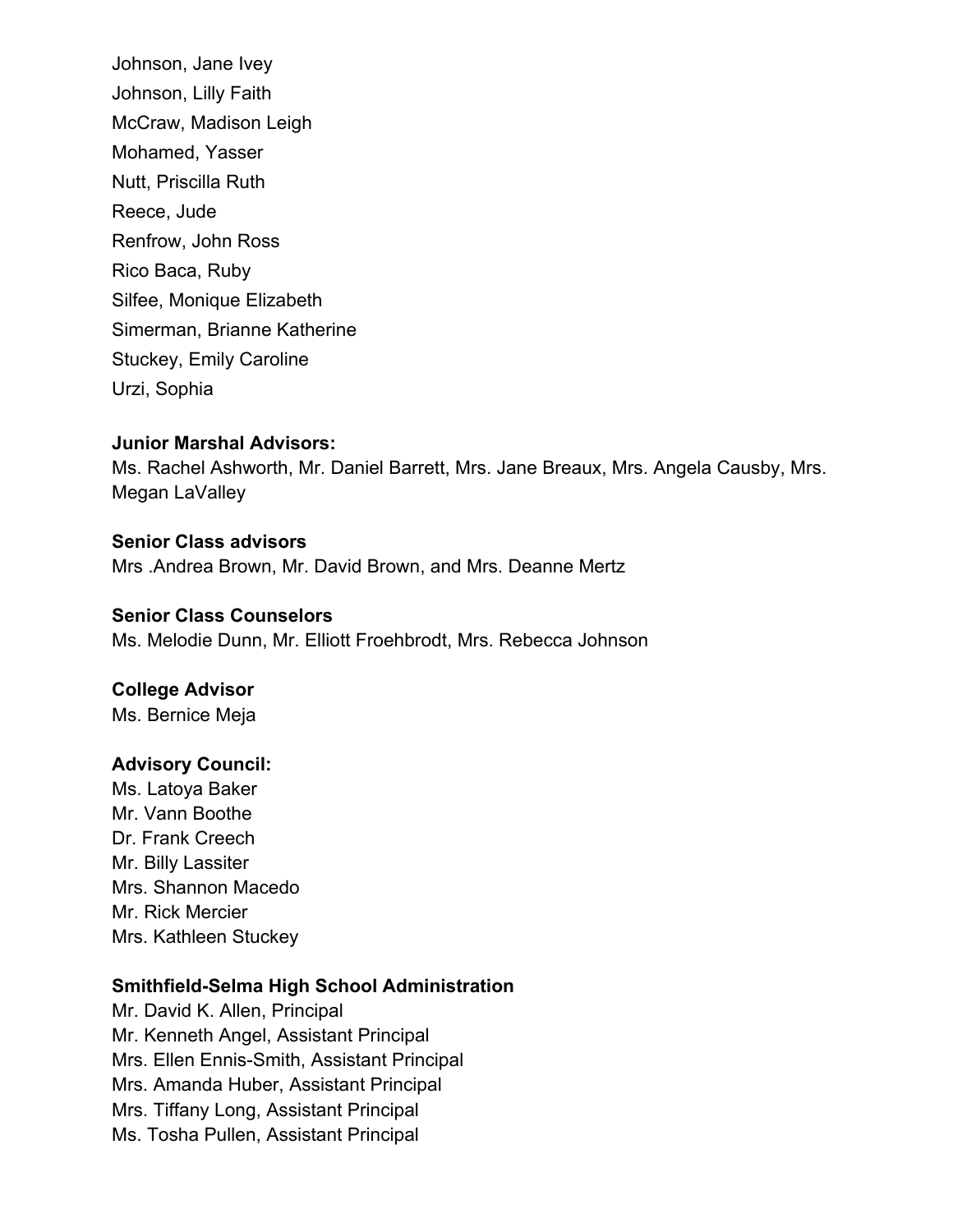Johnson, Jane Ivey
Johnson, Lilly Faith
McCraw, Madison Leigh
Mohamed, Yasser
Nutt, Priscilla Ruth
Reece, Jude
Renfrow, John Ross
Rico Baca, Ruby
Silfee, Monique Elizabeth
Simerman, Brianne Katherine
Stuckey, Emily Caroline
Urzi, Sophia

**Junior Marshal Advisors:**
Ms. Rachel Ashworth, Mr. Daniel Barrett, Mrs. Jane Breaux, Mrs. Angela Causby, Mrs. Megan LaValley

**Senior Class advisors**
Mrs .Andrea Brown, Mr. David Brown, and Mrs. Deanne Mertz

**Senior Class Counselors**
Ms. Melodie Dunn, Mr. Elliott Froehbrodt, Mrs. Rebecca Johnson

**College Advisor**
Ms. Bernice Meja

**Advisory Council:**
Ms. Latoya Baker
Mr. Vann Boothe
Dr. Frank Creech
Mr. Billy Lassiter
Mrs. Shannon Macedo
Mr. Rick Mercier
Mrs. Kathleen Stuckey

**Smithfield-Selma High School Administration**
Mr. David K. Allen, Principal
Mr. Kenneth Angel, Assistant Principal
Mrs. Ellen Ennis-Smith, Assistant Principal
Mrs. Amanda Huber, Assistant Principal
Mrs. Tiffany Long, Assistant Principal
Ms. Tosha Pullen, Assistant Principal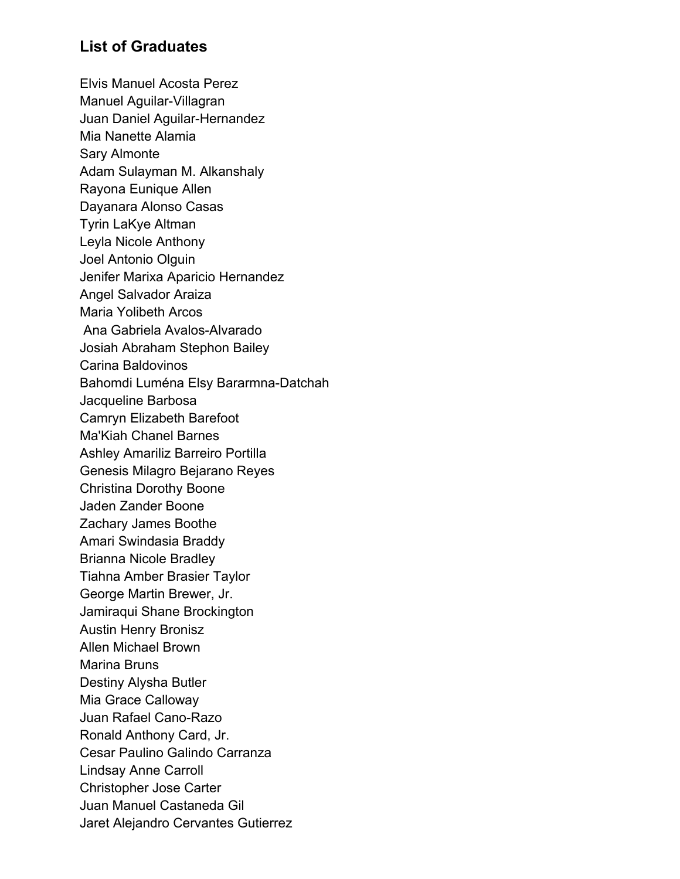## List of Graduates

Elvis Manuel Acosta Perez
Manuel Aguilar-Villagran
Juan Daniel Aguilar-Hernandez
Mia Nanette Alamia
Sary Almonte
Adam Sulayman M. Alkanshaly
Rayona Eunique Allen
Dayanara Alonso Casas
Tyrin LaKye Altman
Leyla Nicole Anthony
Joel Antonio Olguin
Jenifer Marixa Aparicio Hernandez
Angel Salvador Araiza
Maria Yolibeth Arcos
Ana Gabriela Avalos-Alvarado
Josiah Abraham Stephon Bailey
Carina Baldovinos
Bahomdi Luména Elsy Bararmna-Datchah
Jacqueline Barbosa
Camryn Elizabeth Barefoot
Ma'Kiah Chanel Barnes
Ashley Amariliz Barreiro Portilla
Genesis Milagro Bejarano Reyes
Christina Dorothy Boone
Jaden Zander Boone
Zachary James Boothe
Amari Swindasia Braddy
Brianna Nicole Bradley
Tiahna Amber Brasier Taylor
George Martin Brewer, Jr.
Jamiraqui Shane Brockington
Austin Henry Bronisz
Allen Michael Brown
Marina Bruns
Destiny Alysha Butler
Mia Grace Calloway
Juan Rafael Cano-Razo
Ronald Anthony Card, Jr.
Cesar Paulino Galindo Carranza
Lindsay Anne Carroll
Christopher Jose Carter
Juan Manuel Castaneda Gil
Jaret Alejandro Cervantes Gutierrez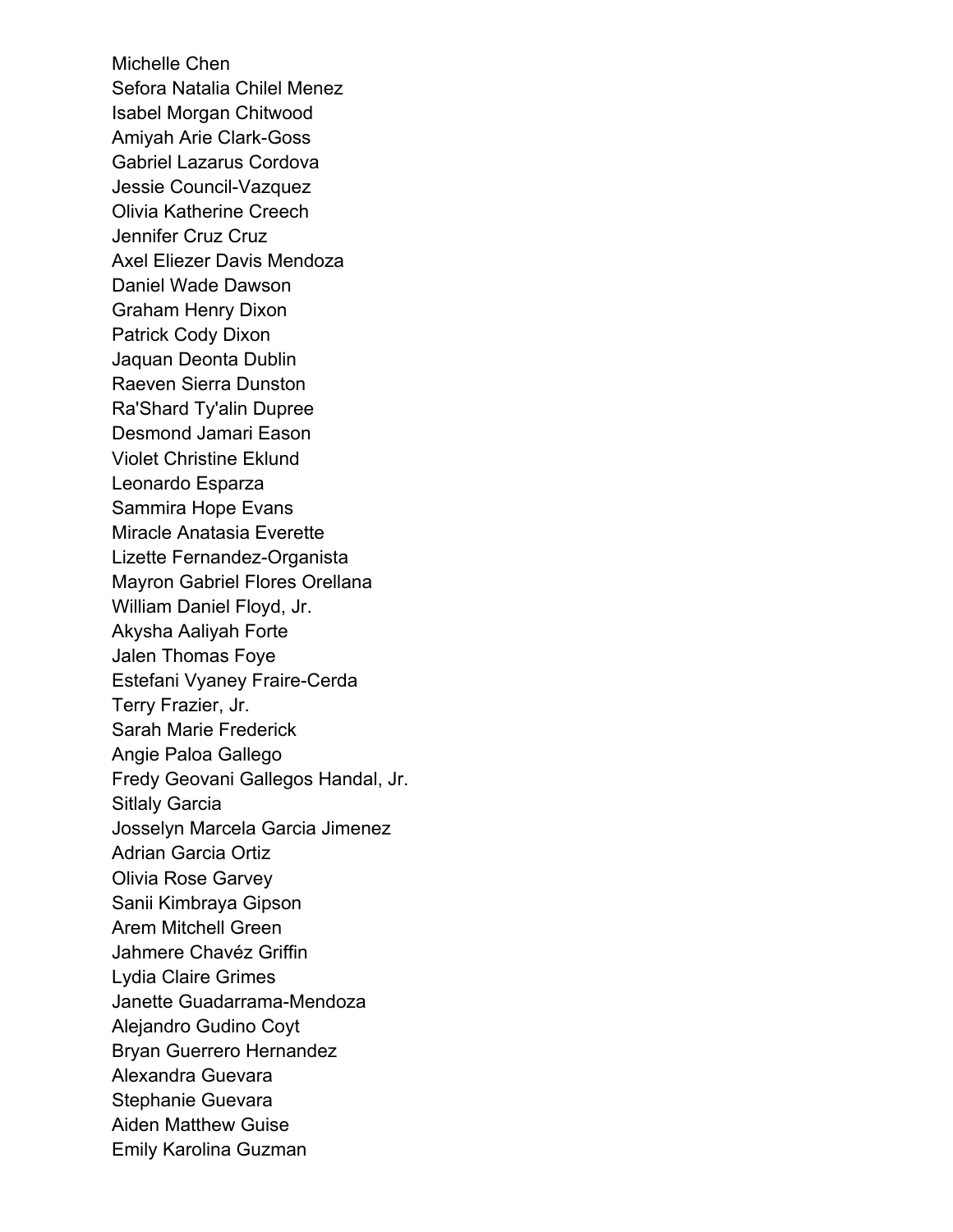Michelle Chen
Sefora Natalia Chilel Menez
Isabel Morgan Chitwood
Amiyah Arie Clark-Goss
Gabriel Lazarus Cordova
Jessie Council-Vazquez
Olivia Katherine Creech
Jennifer Cruz Cruz
Axel Eliezer Davis Mendoza
Daniel Wade Dawson
Graham Henry Dixon
Patrick Cody Dixon
Jaquan Deonta Dublin
Raeven Sierra Dunston
Ra'Shard Ty'alin Dupree
Desmond Jamari Eason
Violet Christine Eklund
Leonardo Esparza
Sammira Hope Evans
Miracle Anatasia Everette
Lizette Fernandez-Organista
Mayron Gabriel Flores Orellana
William Daniel Floyd, Jr.
Akysha Aaliyah Forte
Jalen Thomas Foye
Estefani Vyaney Fraire-Cerda
Terry Frazier, Jr.
Sarah Marie Frederick
Angie Paloa Gallego
Fredy Geovani Gallegos Handal, Jr.
Sitlaly Garcia
Josselyn Marcela Garcia Jimenez
Adrian Garcia Ortiz
Olivia Rose Garvey
Sanii Kimbraya Gipson
Arem Mitchell Green
Jahmere Chavéz Griffin
Lydia Claire Grimes
Janette Guadarrama-Mendoza
Alejandro Gudino Coyt
Bryan Guerrero Hernandez
Alexandra Guevara
Stephanie Guevara
Aiden Matthew Guise
Emily Karolina Guzman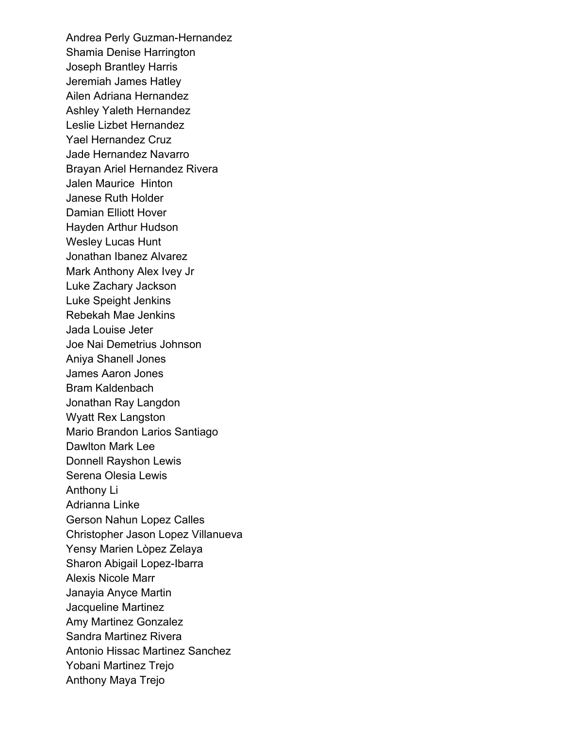Andrea Perly Guzman-Hernandez
Shamia Denise Harrington
Joseph Brantley Harris
Jeremiah James Hatley
Ailen Adriana Hernandez
Ashley Yaleth Hernandez
Leslie Lizbet Hernandez
Yael Hernandez Cruz
Jade Hernandez Navarro
Brayan Ariel Hernandez Rivera
Jalen Maurice Hinton
Janese Ruth Holder
Damian Elliott Hover
Hayden Arthur Hudson
Wesley Lucas Hunt
Jonathan Ibanez Alvarez
Mark Anthony Alex Ivey Jr
Luke Zachary Jackson
Luke Speight Jenkins
Rebekah Mae Jenkins
Jada Louise Jeter
Joe Nai Demetrius Johnson
Aniya Shanell Jones
James Aaron Jones
Bram Kaldenbach
Jonathan Ray Langdon
Wyatt Rex Langston
Mario Brandon Larios Santiago
Dawlton Mark Lee
Donnell Rayshon Lewis
Serena Olesia Lewis
Anthony Li
Adrianna Linke
Gerson Nahun Lopez Calles
Christopher Jason Lopez Villanueva
Yensy Marien Lòpez Zelaya
Sharon Abigail Lopez-Ibarra
Alexis Nicole Marr
Janayia Anyce Martin
Jacqueline Martinez
Amy Martinez Gonzalez
Sandra Martinez Rivera
Antonio Hissac Martinez Sanchez
Yobani Martinez Trejo
Anthony Maya Trejo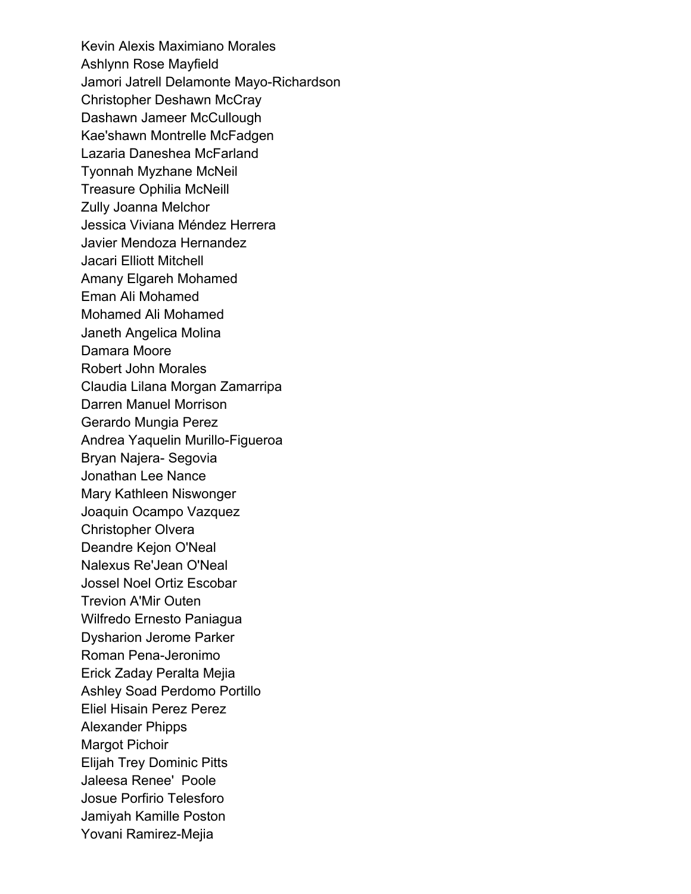Kevin Alexis Maximiano Morales
Ashlynn Rose Mayfield
Jamori Jatrell Delamonte Mayo-Richardson
Christopher Deshawn McCray
Dashawn Jameer McCullough
Kae'shawn Montrelle McFadgen
Lazaria Daneshea McFarland
Tyonnah Myzhane McNeil
Treasure Ophilia McNeill
Zully Joanna Melchor
Jessica Viviana Méndez Herrera
Javier Mendoza Hernandez
Jacari Elliott Mitchell
Amany Elgareh Mohamed
Eman Ali Mohamed
Mohamed Ali Mohamed
Janeth Angelica Molina
Damara Moore
Robert John Morales
Claudia Lilana Morgan Zamarripa
Darren Manuel Morrison
Gerardo Mungia Perez
Andrea Yaquelin Murillo-Figueroa
Bryan Najera- Segovia
Jonathan Lee Nance
Mary Kathleen Niswonger
Joaquin Ocampo Vazquez
Christopher Olvera
Deandre Kejon O'Neal
Nalexus Re'Jean O'Neal
Jossel Noel Ortiz Escobar
Trevion A'Mir Outen
Wilfredo Ernesto Paniagua
Dysharion Jerome Parker
Roman Pena-Jeronimo
Erick Zaday Peralta Mejia
Ashley Soad Perdomo Portillo
Eliel Hisain Perez Perez
Alexander Phipps
Margot Pichoir
Elijah Trey Dominic Pitts
Jaleesa Renee' Poole
Josue Porfirio Telesforo
Jamiyah Kamille Poston
Yovani Ramirez-Mejia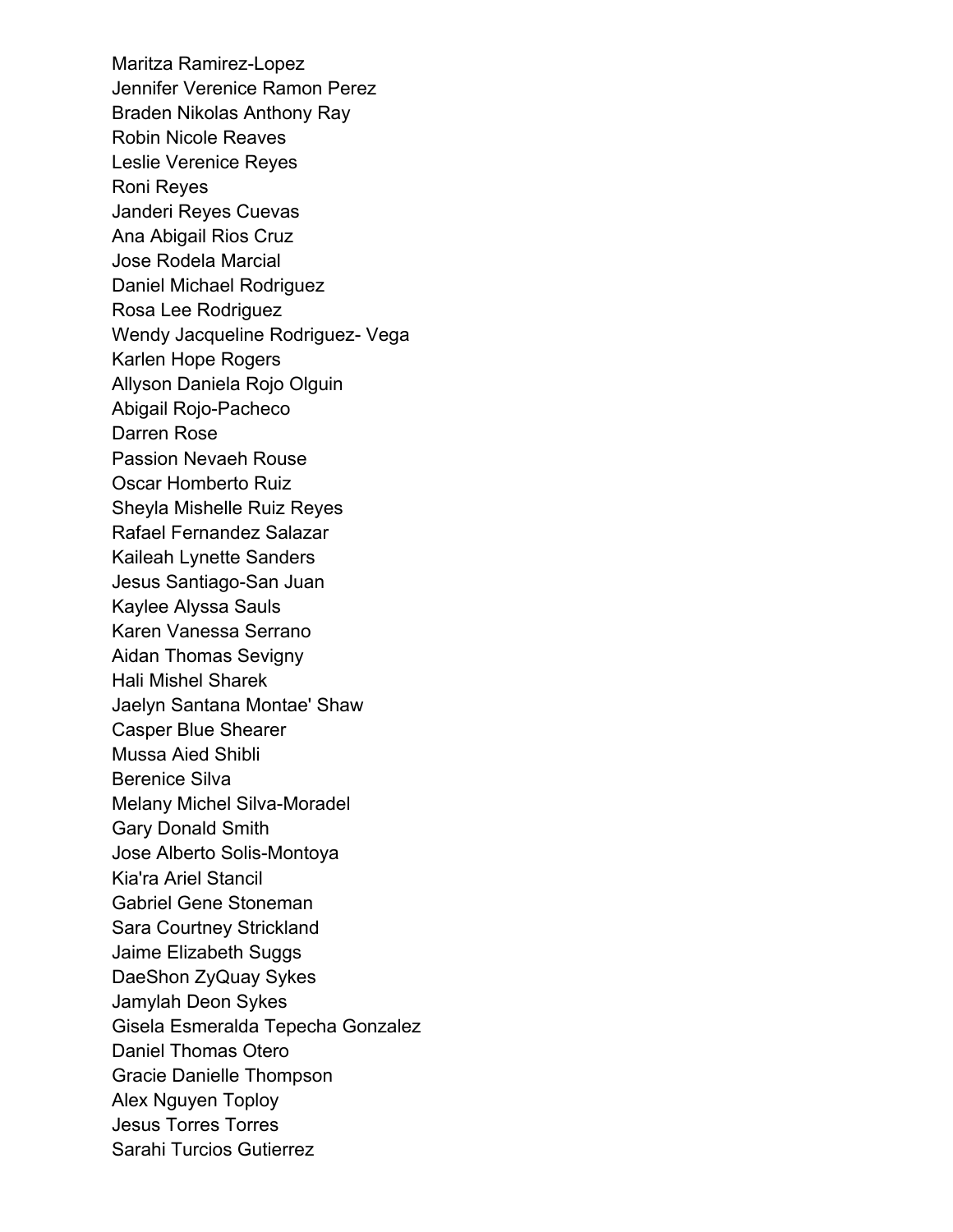Maritza Ramirez-Lopez
Jennifer Verenice Ramon Perez
Braden Nikolas Anthony Ray
Robin Nicole Reaves
Leslie Verenice Reyes
Roni Reyes
Janderi Reyes Cuevas
Ana Abigail Rios Cruz
Jose Rodela Marcial
Daniel Michael Rodriguez
Rosa Lee Rodriguez
Wendy Jacqueline Rodriguez- Vega
Karlen Hope Rogers
Allyson Daniela Rojo Olguin
Abigail Rojo-Pacheco
Darren Rose
Passion Nevaeh Rouse
Oscar Homberto Ruiz
Sheyla Mishelle Ruiz Reyes
Rafael Fernandez Salazar
Kaileah Lynette Sanders
Jesus Santiago-San Juan
Kaylee Alyssa Sauls
Karen Vanessa Serrano
Aidan Thomas Sevigny
Hali Mishel Sharek
Jaelyn Santana Montae' Shaw
Casper Blue Shearer
Mussa Aied Shibli
Berenice Silva
Melany Michel Silva-Moradel
Gary Donald Smith
Jose Alberto Solis-Montoya
Kia'ra Ariel Stancil
Gabriel Gene Stoneman
Sara Courtney Strickland
Jaime Elizabeth Suggs
DaeShon ZyQuay Sykes
Jamylah Deon Sykes
Gisela Esmeralda Tepecha Gonzalez
Daniel Thomas Otero
Gracie Danielle Thompson
Alex Nguyen Toploy
Jesus Torres Torres
Sarahi Turcios Gutierrez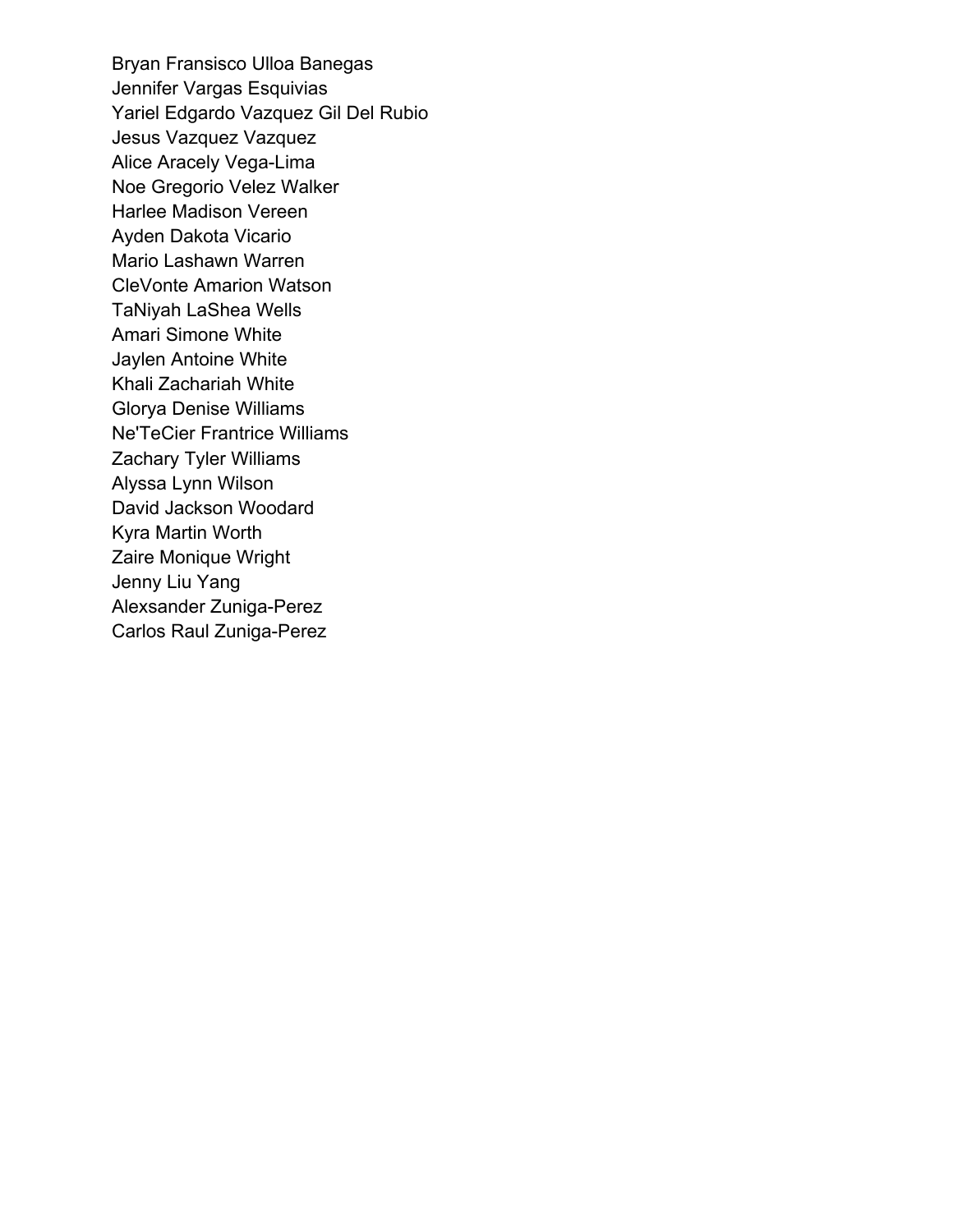Bryan Fransisco Ulloa Banegas
Jennifer Vargas Esquivias
Yariel Edgardo Vazquez Gil Del Rubio
Jesus Vazquez Vazquez
Alice Aracely Vega-Lima
Noe Gregorio Velez Walker
Harlee Madison Vereen
Ayden Dakota Vicario
Mario Lashawn Warren
CleVonte Amarion Watson
TaNiyah LaShea Wells
Amari Simone White
Jaylen Antoine White
Khali Zachariah White
Glorya Denise Williams
Ne'TeCier Frantrice Williams
Zachary Tyler Williams
Alyssa Lynn Wilson
David Jackson Woodard
Kyra Martin Worth
Zaire Monique Wright
Jenny Liu Yang
Alexsander Zuniga-Perez
Carlos Raul Zuniga-Perez